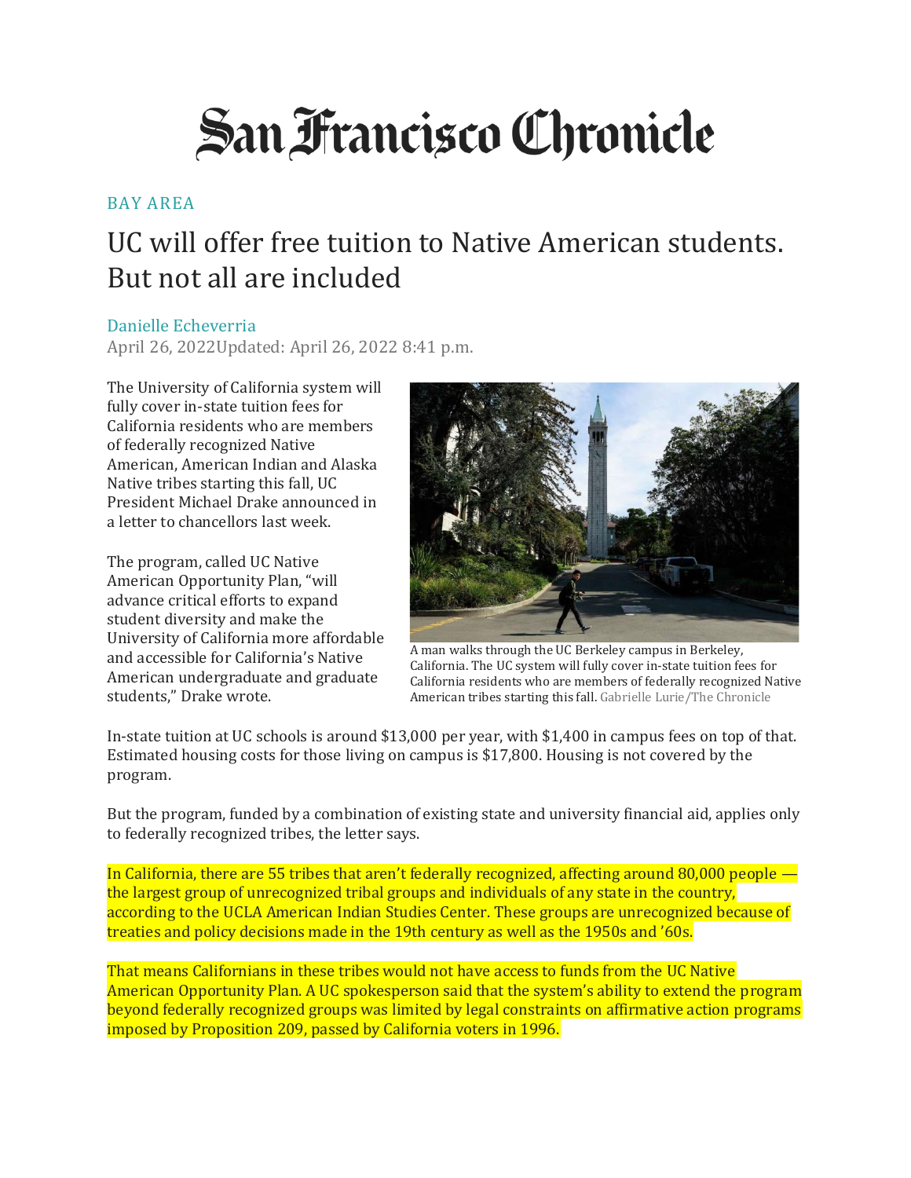San Francisco Chronicle

BAY AREA

# UC will offer free tuition to Native American students. But not all are included

Danielle Echeverria
April 26, 2022Updated: April 26, 2022 8:41 p.m.

The University of California system will fully cover in-state tuition fees for California residents who are members of federally recognized Native American, American Indian and Alaska Native tribes starting this fall, UC President Michael Drake announced in a letter to chancellors last week.

The program, called UC Native American Opportunity Plan, "will advance critical efforts to expand student diversity and make the University of California more affordable and accessible for California's Native American undergraduate and graduate students," Drake wrote.

A man walks through the UC Berkeley campus in Berkeley, California. The UC system will fully cover in-state tuition fees for California residents who are members of federally recognized Native American tribes starting this fall. Gabrielle Lurie/The Chronicle

In-state tuition at UC schools is around $13,000 per year, with $1,400 in campus fees on top of that. Estimated housing costs for those living on campus is $17,800. Housing is not covered by the program.

But the program, funded by a combination of existing state and university financial aid, applies only to federally recognized tribes, the letter says.

In California, there are 55 tribes that aren't federally recognized, affecting around 80,000 people — the largest group of unrecognized tribal groups and individuals of any state in the country, according to the UCLA American Indian Studies Center. These groups are unrecognized because of treaties and policy decisions made in the 19th century as well as the 1950s and '60s.

That means Californians in these tribes would not have access to funds from the UC Native American Opportunity Plan. A UC spokesperson said that the system's ability to extend the program beyond federally recognized groups was limited by legal constraints on affirmative action programs imposed by Proposition 209, passed by California voters in 1996.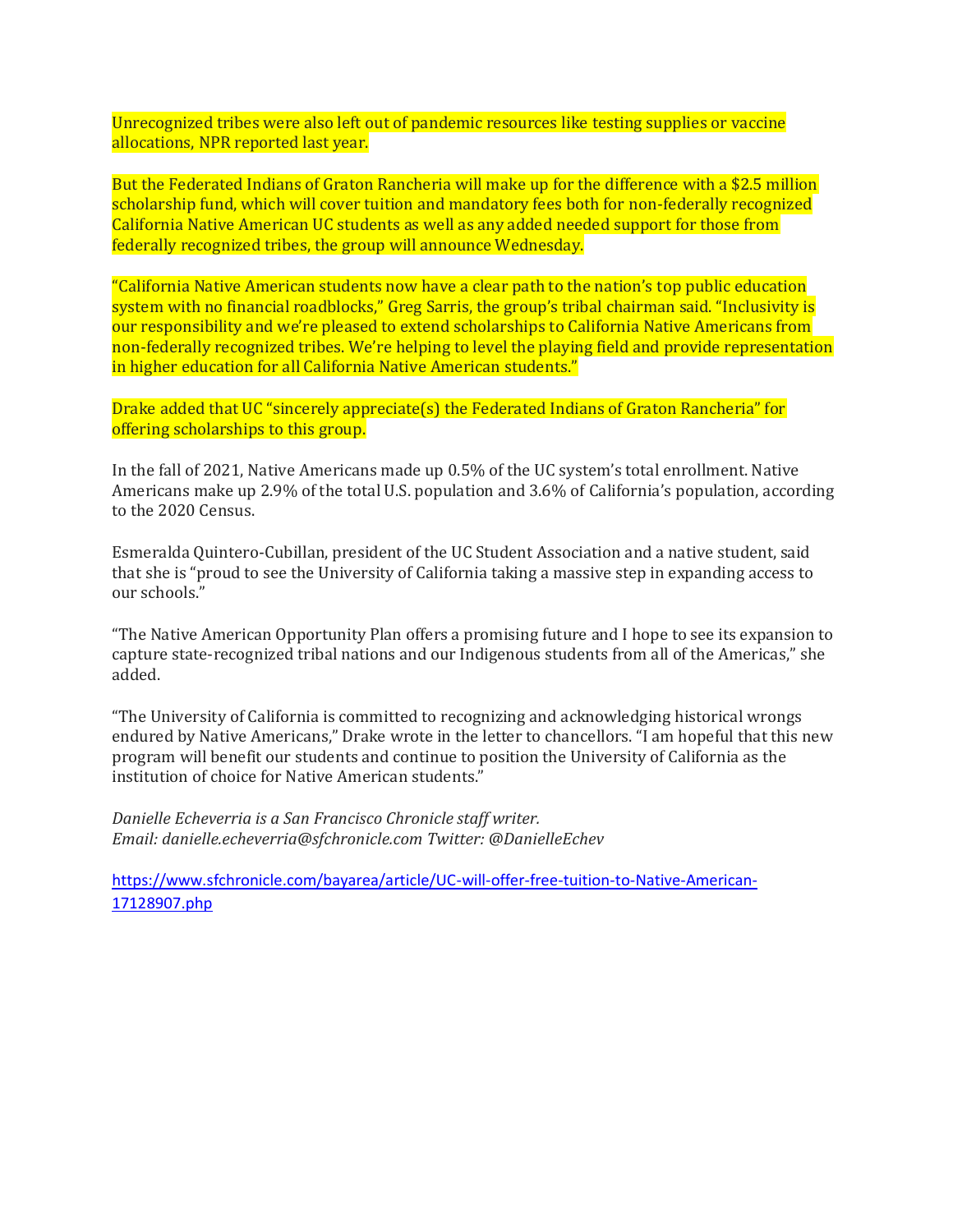Unrecognized tribes were also left out of pandemic resources like testing supplies or vaccine allocations, NPR reported last year.

But the Federated Indians of Graton Rancheria will make up for the difference with a $2.5 million scholarship fund, which will cover tuition and mandatory fees both for non-federally recognized California Native American UC students as well as any added needed support for those from federally recognized tribes, the group will announce Wednesday.

"California Native American students now have a clear path to the nation's top public education system with no financial roadblocks," Greg Sarris, the group's tribal chairman said. "Inclusivity is our responsibility and we're pleased to extend scholarships to California Native Americans from non-federally recognized tribes. We're helping to level the playing field and provide representation in higher education for all California Native American students."

Drake added that UC "sincerely appreciate(s) the Federated Indians of Graton Rancheria" for offering scholarships to this group.

In the fall of 2021, Native Americans made up 0.5% of the UC system's total enrollment. Native Americans make up 2.9% of the total U.S. population and 3.6% of California's population, according to the 2020 Census.

Esmeralda Quintero-Cubillan, president of the UC Student Association and a native student, said that she is "proud to see the University of California taking a massive step in expanding access to our schools."

"The Native American Opportunity Plan offers a promising future and I hope to see its expansion to capture state-recognized tribal nations and our Indigenous students from all of the Americas," she added.

"The University of California is committed to recognizing and acknowledging historical wrongs endured by Native Americans," Drake wrote in the letter to chancellors. "I am hopeful that this new program will benefit our students and continue to position the University of California as the institution of choice for Native American students."

*Danielle Echeverria is a San Francisco Chronicle staff writer.*
*Email: danielle.echeverria@sfchronicle.com Twitter: @DanielleEchev*

https://www.sfchronicle.com/bayarea/article/UC-will-offer-free-tuition-to-Native-American-17128907.php